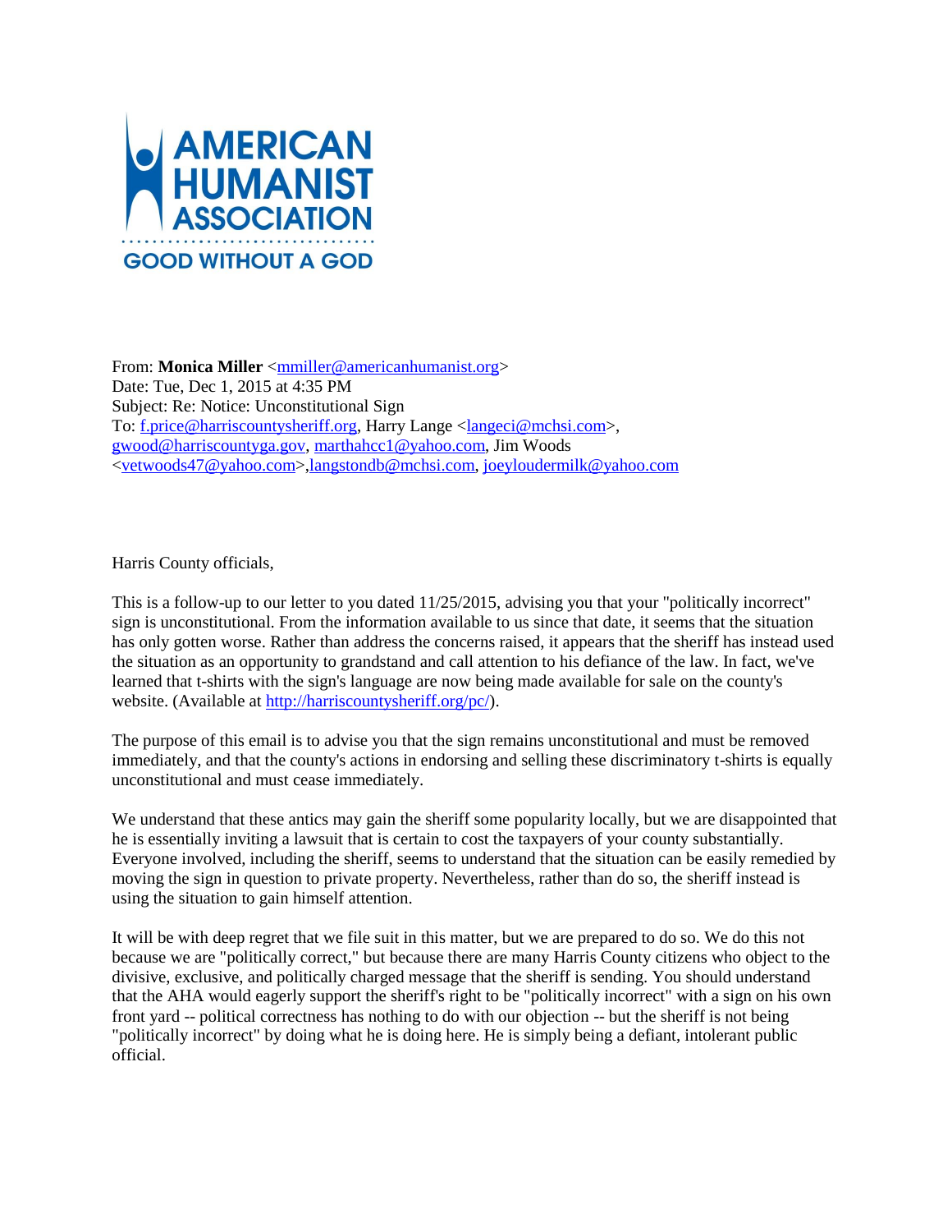AMERICAN HUMANIST ASSOCIATION

GOOD WITHOUT A GOD

From: **Monica Miller** <mmiller@americanhumanist.org>
Date: Tue, Dec 1, 2015 at 4:35 PM
Subject: Re: Notice: Unconstitutional Sign
To: f.price@harriscountysheriff.org, Harry Lange <langeci@mchsi.com>, gwood@harriscountyga.gov, marthahcc1@yahoo.com, Jim Woods <vetwoods47@yahoo.com>,langstondb@mchsi.com, joeyloudermilk@yahoo.com

Harris County officials,

This is a follow-up to our letter to you dated 11/25/2015, advising you that your "politically incorrect" sign is unconstitutional. From the information available to us since that date, it seems that the situation has only gotten worse. Rather than address the concerns raised, it appears that the sheriff has instead used the situation as an opportunity to grandstand and call attention to his defiance of the law. In fact, we've learned that t-shirts with the sign's language are now being made available for sale on the county's website. (Available at http://harriscountysheriff.org/pc/).

The purpose of this email is to advise you that the sign remains unconstitutional and must be removed immediately, and that the county's actions in endorsing and selling these discriminatory t-shirts is equally unconstitutional and must cease immediately.

We understand that these antics may gain the sheriff some popularity locally, but we are disappointed that he is essentially inviting a lawsuit that is certain to cost the taxpayers of your county substantially. Everyone involved, including the sheriff, seems to understand that the situation can be easily remedied by moving the sign in question to private property. Nevertheless, rather than do so, the sheriff instead is using the situation to gain himself attention.

It will be with deep regret that we file suit in this matter, but we are prepared to do so. We do this not because we are "politically correct," but because there are many Harris County citizens who object to the divisive, exclusive, and politically charged message that the sheriff is sending. You should understand that the AHA would eagerly support the sheriff's right to be "politically incorrect" with a sign on his own front yard -- political correctness has nothing to do with our objection -- but the sheriff is not being "politically incorrect" by doing what he is doing here. He is simply being a defiant, intolerant public official.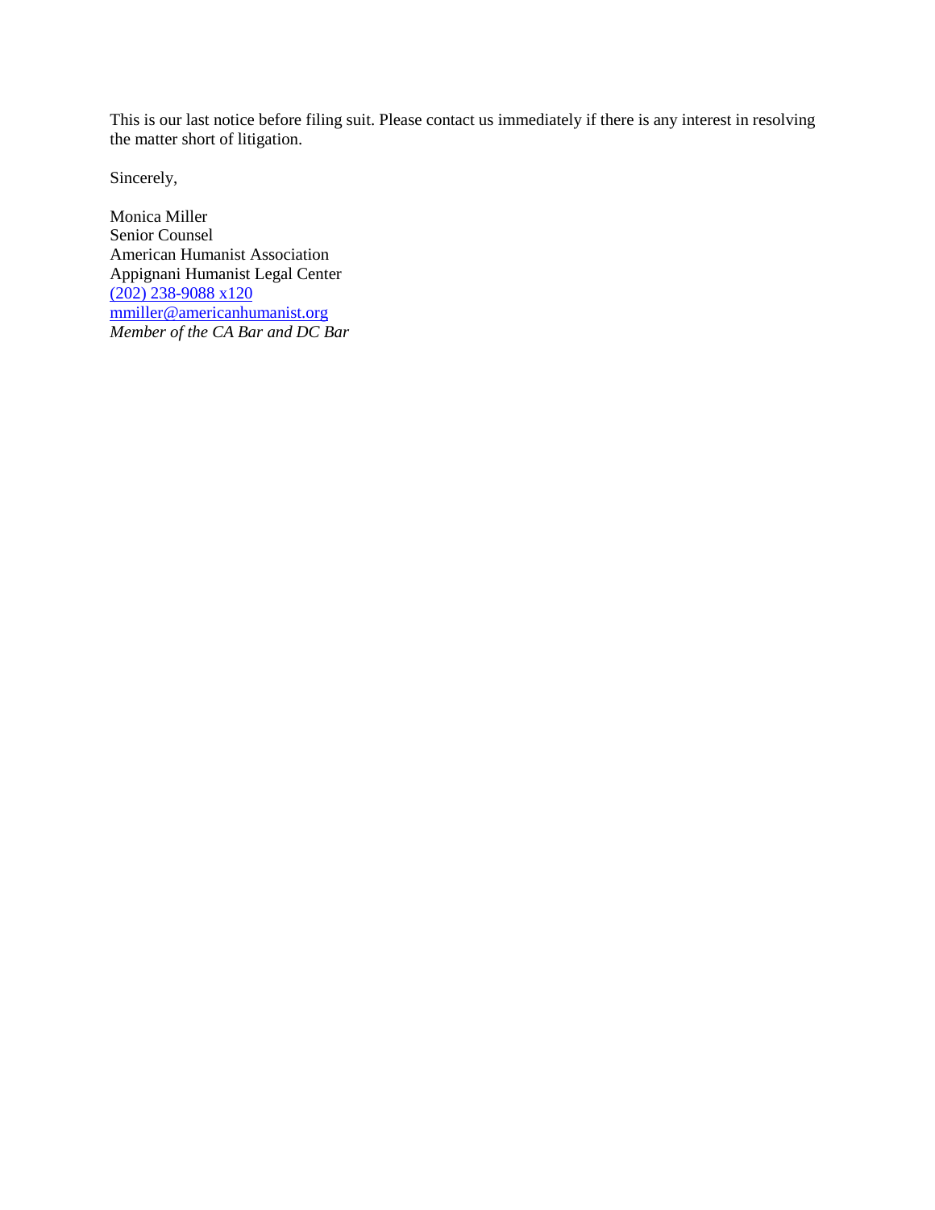This is our last notice before filing suit. Please contact us immediately if there is any interest in resolving the matter short of litigation.

Sincerely,

Monica Miller  
Senior Counsel  
American Humanist Association  
Appignani Humanist Legal Center  
(202) 238-9088 x120  
mmiller@americanhumanist.org  
*Member of the CA Bar and DC Bar*